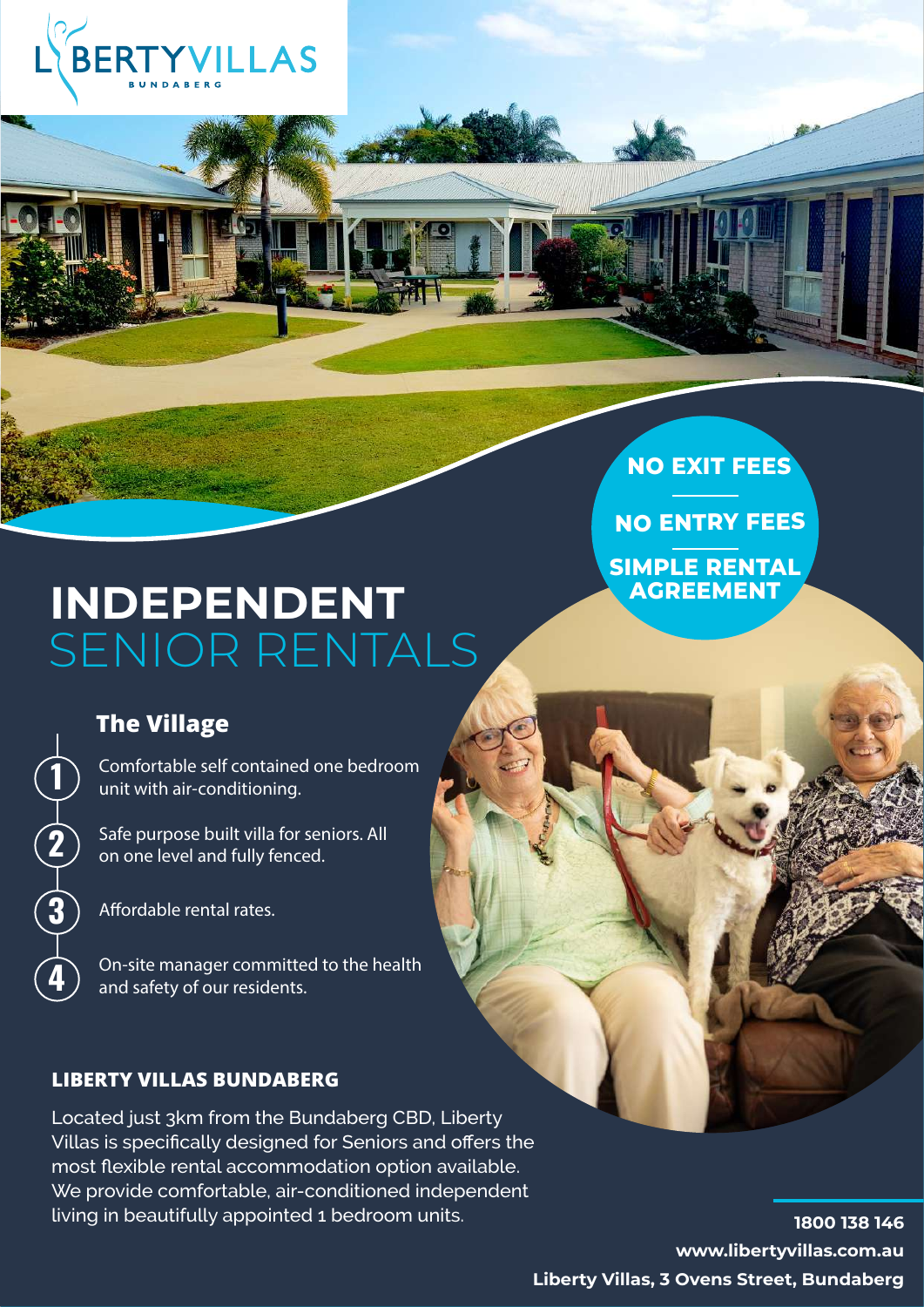LIBERTYVILLAS BUNDABERG

**NO EXIT FEES**

**NO ENTRY FEES**

**SIMPLE RENTAL AGREEMENT**

# INDEPENDENT SENIOR RENTALS

## The Village

1. Comfortable self contained one bedroom unit with air-conditioning.
2. Safe purpose built villa for seniors. All on one level and fully fenced.
3. Affordable rental rates.
4. On-site manager committed to the health and safety of our residents.

### LIBERTY VILLAS BUNDABERG

Located just 3km from the Bundaberg CBD, Liberty Villas is specifically designed for Seniors and offers the most flexible rental accommodation option available. We provide comfortable, air-conditioned independent living in beautifully appointed 1 bedroom units.

**1800 138 146**
**www.libertyvillas.com.au**
**Liberty Villas, 3 Ovens Street, Bundaberg**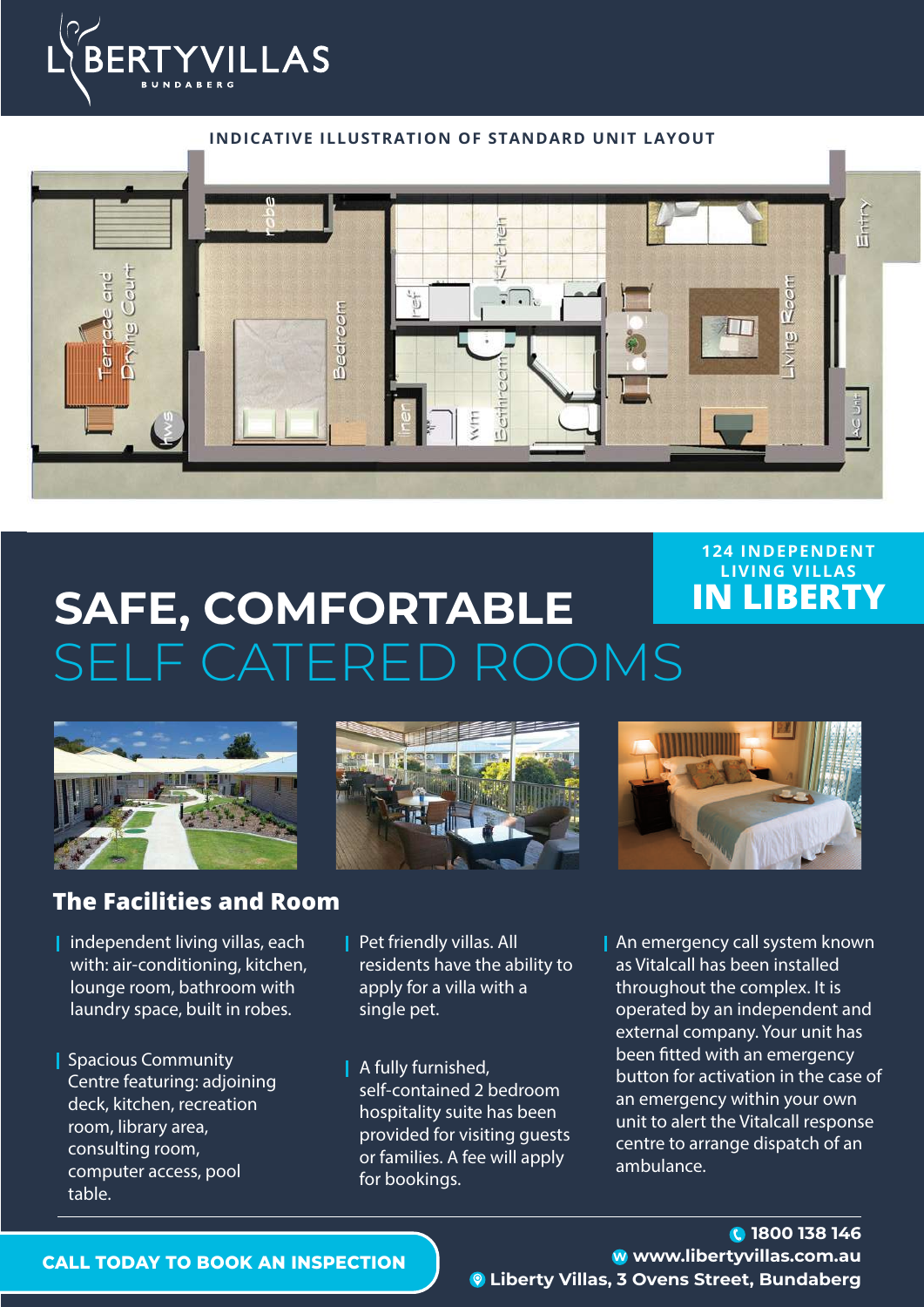LIBERTYVILLAS
BUNDABERG

INDICATIVE ILLUSTRATION OF STANDARD UNIT LAYOUT

124 INDEPENDENT LIVING VILLAS
IN LIBERTY

# SAFE, COMFORTABLE SELF CATERED ROOMS

## The Facilities and Room

- independent living villas, each with: air-conditioning, kitchen, lounge room, bathroom with laundry space, built in robes.
- Spacious Community Centre featuring: adjoining deck, kitchen, recreation room, library area, consulting room, computer access, pool table.
- Pet friendly villas. All residents have the ability to apply for a villa with a single pet.
- A fully furnished, self-contained 2 bedroom hospitality suite has been provided for visiting guests or families. A fee will apply for bookings.
- An emergency call system known as Vitalcall has been installed throughout the complex. It is operated by an independent and external company. Your unit has been fitted with an emergency button for activation in the case of an emergency within your own unit to alert the Vitalcall response centre to arrange dispatch of an ambulance.

**CALL TODAY TO BOOK AN INSPECTION**

**1800 138 146**
**www.libertyvillas.com.au**
**Liberty Villas, 3 Ovens Street, Bundaberg**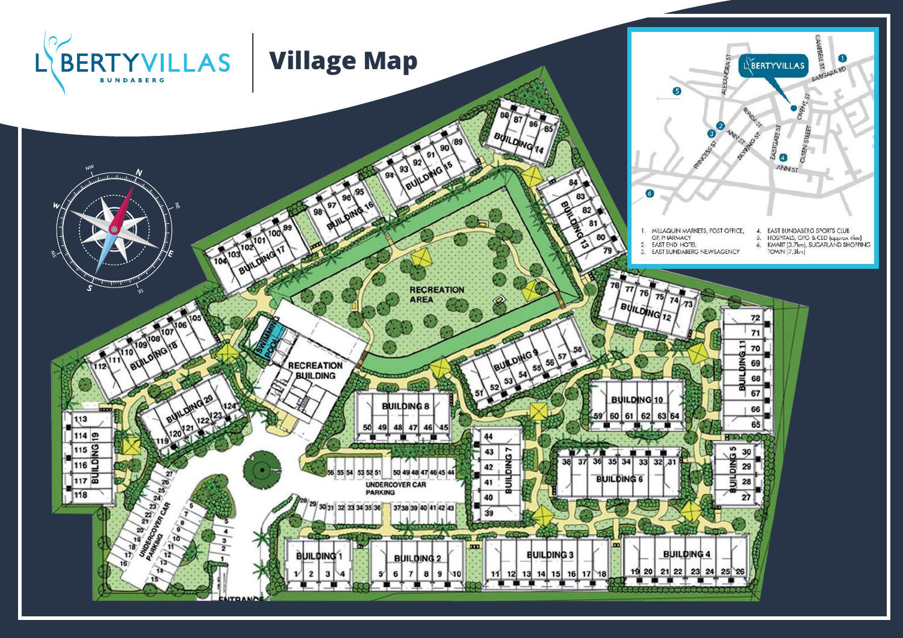# LIBERTY VILLAS BUNDABERG

## Village Map

RECREATION AREA

RECREATION BUILDING

SWIMMING POOL

UNDERCOVER CAR PARKING

ENTRANCE

BUILDING 1
BUILDING 2
BUILDING 3
BUILDING 4
BUILDING 5
BUILDING 6
BUILDING 7
BUILDING 8
BUILDING 9
BUILDING 10
BUILDING 11
BUILDING 12
BUILDING 13
BUILDING 14
BUILDING 15
BUILDING 16
BUILDING 17
BUILDING 18
BUILDING 19
BUILDING 20

LIBERTY VILLAS

ALEXANDRA ST
CAMPBELL ST
BARGARA RD
OVENS ST
BUNDA ST
ANN ST
PRINCESS ST
SKYRING ST
EASTGATE ST
OLSEN STREET

1. MILLAQUIN MARKETS, POST OFFICE, GP, PHARMACY
2. EAST END HOTEL
3. EAST BUNDABERG NEWSAGENCY
4. EAST BUNDABERG SPORTS CLUB
5. HOSPITALS, GPO & CBD (approx 4km)
6. KMART (3.7km), SUGARLAND SHOPPING TOWN (7.3km)